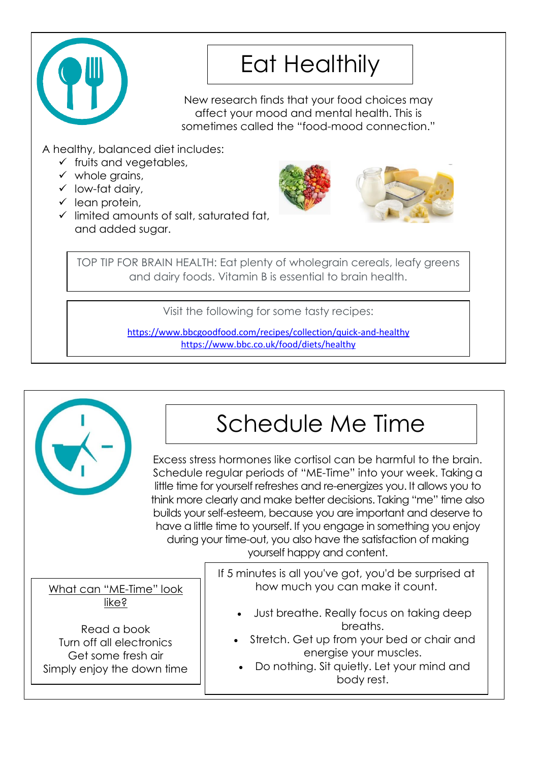# Eat Healthily

New research finds that your food choices may affect your mood and mental health. This is sometimes called the "food-mood connection."

A healthy, balanced diet includes:

- ✓ fruits and vegetables,
- ✓ whole grains,
- ✓ low-fat dairy,
- ✓ lean protein,
- ✓ limited amounts of salt, saturated fat, and added sugar.

TOP TIP FOR BRAIN HEALTH: Eat plenty of wholegrain cereals, leafy greens and dairy foods. Vitamin B is essential to brain health.

Visit the following for some tasty recipes:

https://www.bbcgoodfood.com/recipes/collection/quick-and-healthy
https://www.bbc.co.uk/food/diets/healthy

# Schedule Me Time

Excess stress hormones like cortisol can be harmful to the brain. Schedule regular periods of "ME-Time" into your week. Taking a little time for yourself refreshes and re-energizes you. It allows you to think more clearly and make better decisions. Taking "me" time also builds your self-esteem, because you are important and deserve to have a little time to yourself. If you engage in something you enjoy during your time-out, you also have the satisfaction of making yourself happy and content.

<u>What can "ME-Time" look like?</u>

Read a book
Turn off all electronics
Get some fresh air
Simply enjoy the down time

If 5 minutes is all you've got, you'd be surprised at how much you can make it count.

- Just breathe. Really focus on taking deep breaths.
- Stretch. Get up from your bed or chair and energise your muscles.
- Do nothing. Sit quietly. Let your mind and body rest.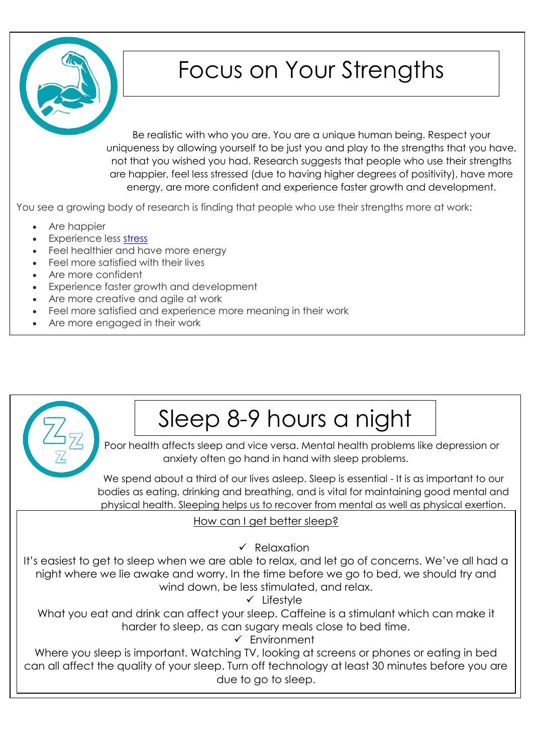# Focus on Your Strengths

Be realistic with who you are. You are a unique human being. Respect your uniqueness by allowing yourself to be just you and play to the strengths that you have, not that you wished you had. Research suggests that people who use their strengths are happier, feel less stressed (due to having higher degrees of positivity), have more energy, are more confident and experience faster growth and development.

You see a growing body of research is finding that people who use their strengths more at work:

- Are happier
- Experience less stress
- Feel healthier and have more energy
- Feel more satisfied with their lives
- Are more confident
- Experience faster growth and development
- Are more creative and agile at work
- Feel more satisfied and experience more meaning in their work
- Are more engaged in their work

# Sleep 8-9 hours a night

Poor health affects sleep and vice versa. Mental health problems like depression or anxiety often go hand in hand with sleep problems.

We spend about a third of our lives asleep. Sleep is essential - It is as important to our bodies as eating, drinking and breathing, and is vital for maintaining good mental and physical health. Sleeping helps us to recover from mental as well as physical exertion.

## How can I get better sleep?

✓ Relaxation

It's easiest to get to sleep when we are able to relax, and let go of concerns. We've all had a night where we lie awake and worry. In the time before we go to bed, we should try and wind down, be less stimulated, and relax.

✓ Lifestyle

What you eat and drink can affect your sleep. Caffeine is a stimulant which can make it harder to sleep, as can sugary meals close to bed time.

✓ Environment

Where you sleep is important. Watching TV, looking at screens or phones or eating in bed can all affect the quality of your sleep. Turn off technology at least 30 minutes before you are due to go to sleep.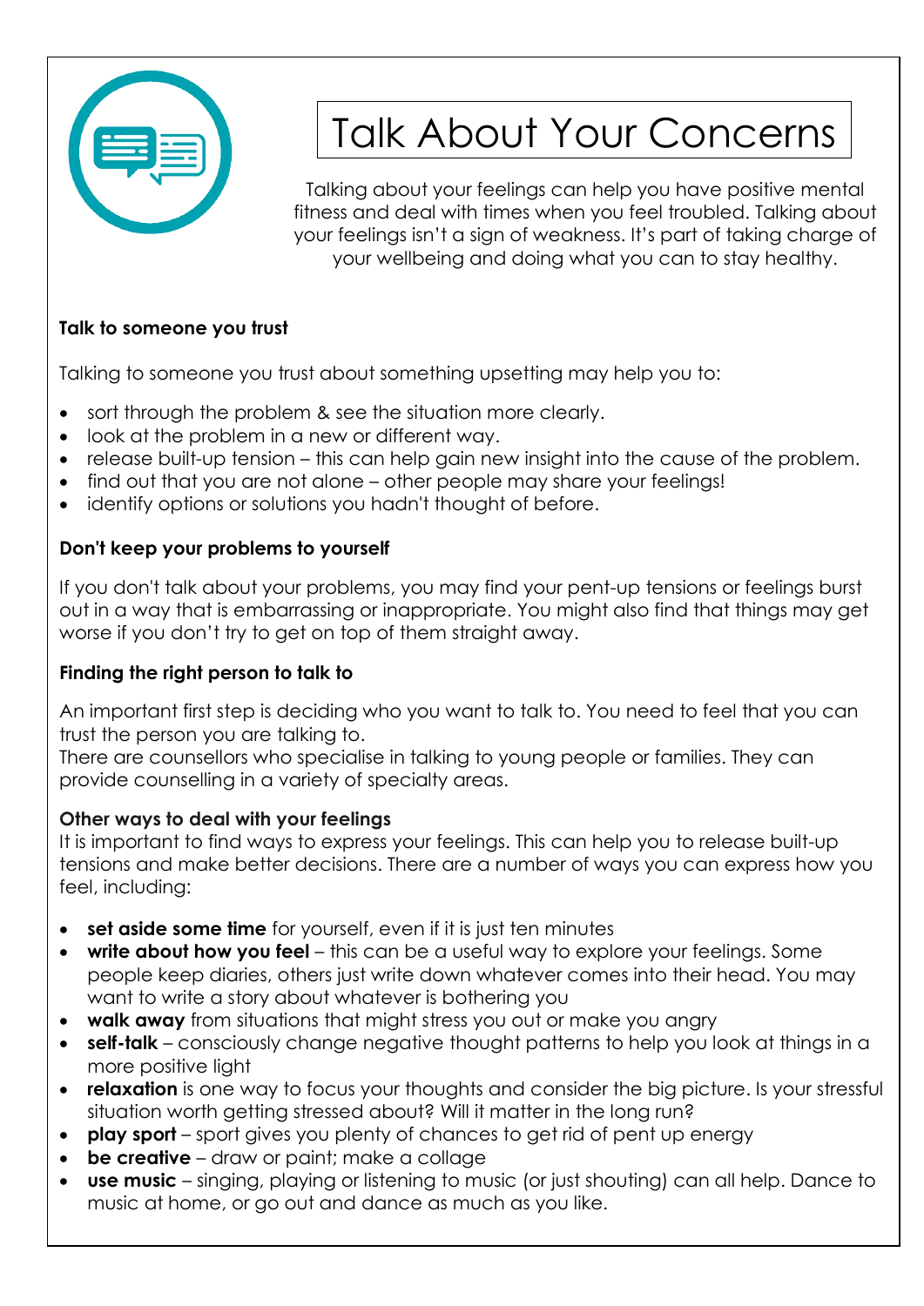# Talk About Your Concerns

Talking about your feelings can help you have positive mental fitness and deal with times when you feel troubled. Talking about your feelings isn't a sign of weakness. It's part of taking charge of your wellbeing and doing what you can to stay healthy.

**Talk to someone you trust**

Talking to someone you trust about something upsetting may help you to:

- sort through the problem & see the situation more clearly.
- look at the problem in a new or different way.
- release built-up tension – this can help gain new insight into the cause of the problem.
- find out that you are not alone – other people may share your feelings!
- identify options or solutions you hadn't thought of before.

**Don't keep your problems to yourself**

If you don't talk about your problems, you may find your pent-up tensions or feelings burst out in a way that is embarrassing or inappropriate. You might also find that things may get worse if you don't try to get on top of them straight away.

**Finding the right person to talk to**

An important first step is deciding who you want to talk to. You need to feel that you can trust the person you are talking to.
There are counsellors who specialise in talking to young people or families. They can provide counselling in a variety of specialty areas.

**Other ways to deal with your feelings**

It is important to find ways to express your feelings. This can help you to release built-up tensions and make better decisions. There are a number of ways you can express how you feel, including:

- **set aside some time** for yourself, even if it is just ten minutes
- **write about how you feel** – this can be a useful way to explore your feelings. Some people keep diaries, others just write down whatever comes into their head. You may want to write a story about whatever is bothering you
- **walk away** from situations that might stress you out or make you angry
- **self-talk** – consciously change negative thought patterns to help you look at things in a more positive light
- **relaxation** is one way to focus your thoughts and consider the big picture. Is your stressful situation worth getting stressed about? Will it matter in the long run?
- **play sport** – sport gives you plenty of chances to get rid of pent up energy
- **be creative** – draw or paint; make a collage
- **use music** – singing, playing or listening to music (or just shouting) can all help. Dance to music at home, or go out and dance as much as you like.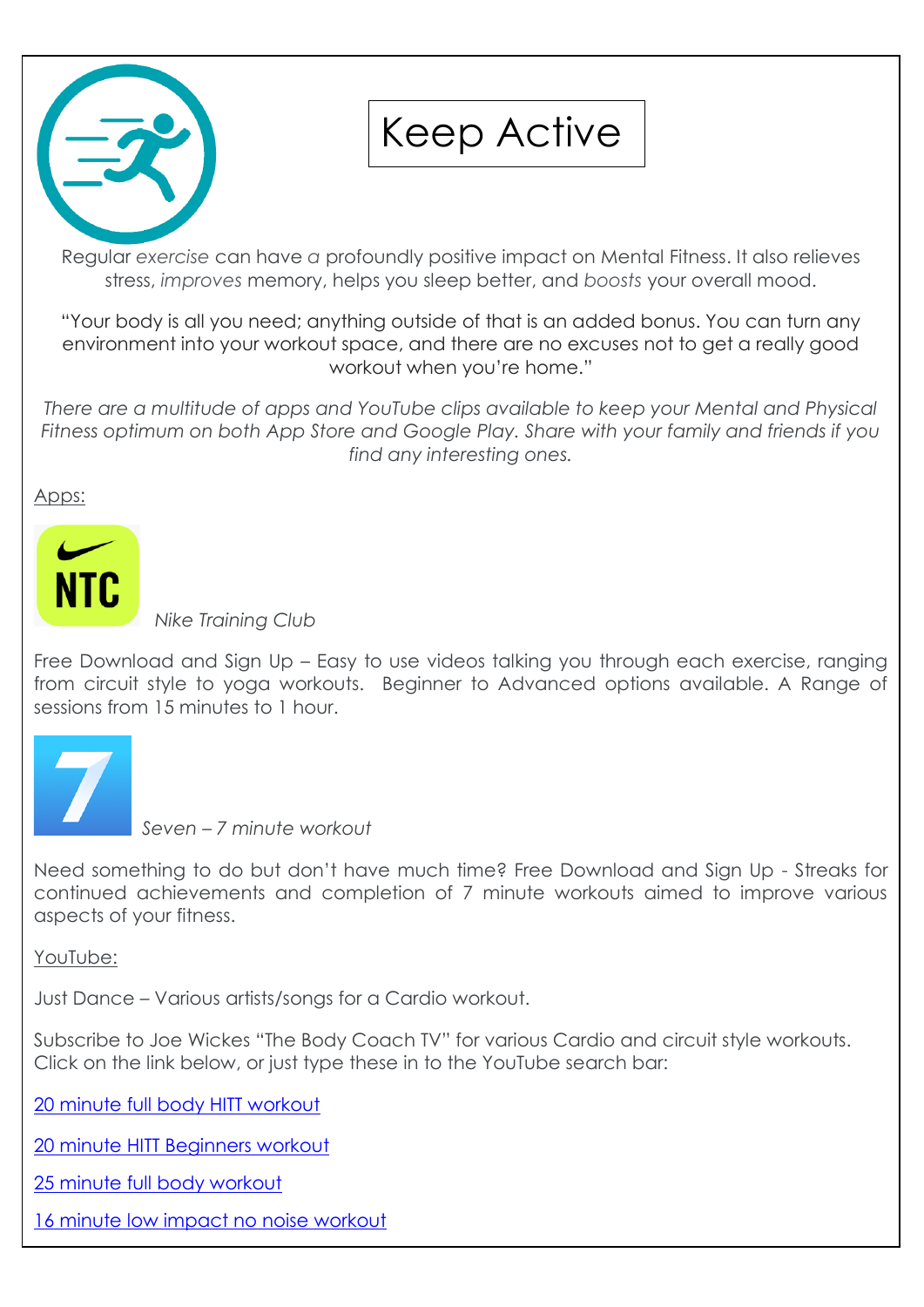# Keep Active

Regular *exercise* can have *a* profoundly positive impact on Mental Fitness. It also relieves stress, *improves* memory, helps you sleep better, and *boosts* your overall mood.

"Your body is all you need; anything outside of that is an added bonus. You can turn any environment into your workout space, and there are no excuses not to get a really good workout when you're home."

*There are a multitude of apps and YouTube clips available to keep your Mental and Physical Fitness optimum on both App Store and Google Play. Share with your family and friends if you find any interesting ones.*

<u>Apps:</u>

*Nike Training Club*

Free Download and Sign Up – Easy to use videos talking you through each exercise, ranging from circuit style to yoga workouts. Beginner to Advanced options available. A Range of sessions from 15 minutes to 1 hour.

*Seven – 7 minute workout*

Need something to do but don't have much time? Free Download and Sign Up - Streaks for continued achievements and completion of 7 minute workouts aimed to improve various aspects of your fitness.

<u>YouTube:</u>

Just Dance – Various artists/songs for a Cardio workout.

Subscribe to Joe Wickes "The Body Coach TV" for various Cardio and circuit style workouts. Click on the link below, or just type these in to the YouTube search bar:

<u>20 minute full body HITT workout</u>

<u>20 minute HITT Beginners workout</u>

<u>25 minute full body workout</u>

<u>16 minute low impact no noise workout</u>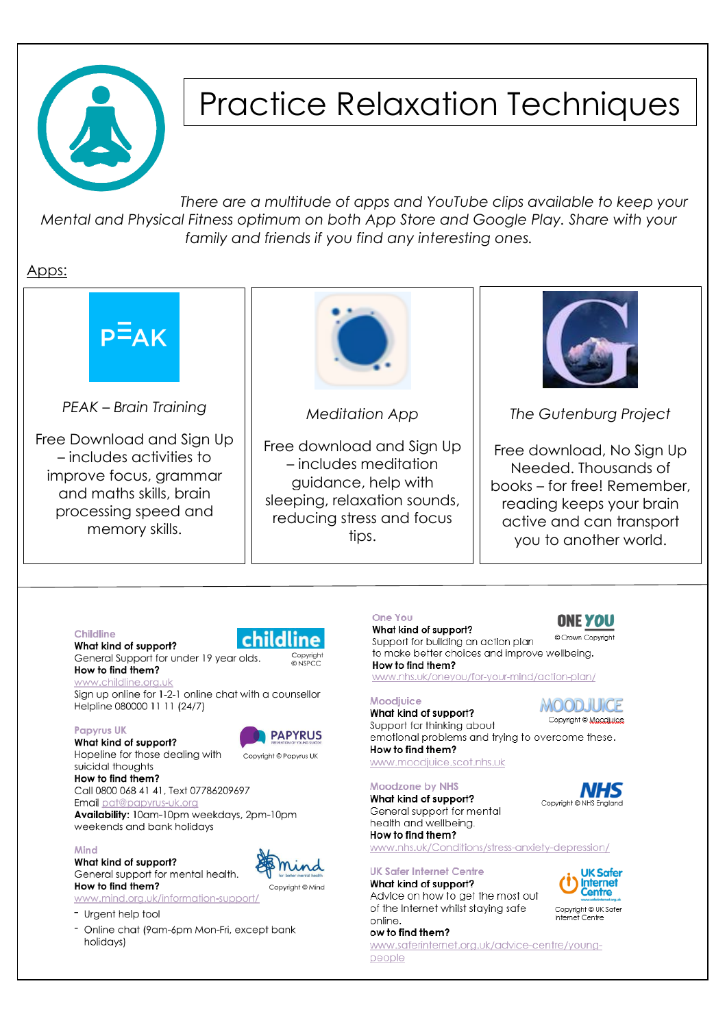# Practice Relaxation Techniques

*There are a multitude of apps and YouTube clips available to keep your Mental and Physical Fitness optimum on both App Store and Google Play. Share with your family and friends if you find any interesting ones.*

Apps:

*PEAK – Brain Training*

Free Download and Sign Up – includes activities to improve focus, grammar and maths skills, brain processing speed and memory skills.

*Meditation App*

Free download and Sign Up – includes meditation guidance, help with sleeping, relaxation sounds, reducing stress and focus tips.

*The Gutenburg Project*

Free download, No Sign Up Needed. Thousands of books – for free! Remember, reading keeps your brain active and can transport you to another world.

---

**Childline**

**What kind of support?**
General Support for under 19 year olds.
**How to find them?**
www.childline.org.uk
Sign up online for 1-2-1 online chat with a counsellor
Helpline 080000 11 11 (24/7)

Copyright © NSPCC

**Papyrus UK**

**What kind of support?**
Hopeline for those dealing with suicidal thoughts
**How to find them?**
Call 0800 068 41 41, Text 07786209697
Email pat@papyrus-uk.org
**Availability:** 10am-10pm weekdays, 2pm-10pm weekends and bank holidays

Copyright © Papyrus UK

**Mind**

**What kind of support?**
General support for mental health.
**How to find them?**
www.mind.org.uk/information-support/

- Urgent help tool
- Online chat (9am-6pm Mon-Fri, except bank holidays)

Copyright © Mind

**One You**

**What kind of support?**
Support for building an action plan to make better choices and improve wellbeing.
**How to find them?**
www.nhs.uk/oneyou/for-your-mind/action-plan/

© Crown Copyright

**Moodjuice**

**What kind of support?**
Support for thinking about emotional problems and trying to overcome these.
**How to find them?**
www.moodjuice.scot.nhs.uk

Copyright © Moodjuice

**Moodzone by NHS**

**What kind of support?**
General support for mental health and wellbeing.
**How to find them?**
www.nhs.uk/Conditions/stress-anxiety-depression/

Copyright © NHS England

**UK Safer Internet Centre**

**What kind of support?**
Advice on how to get the most out of the Internet whilst staying safe online.
**ow to find them?**
www.saferinternet.org.uk/advice-centre/young-people

Copyright © UK Safer Internet Centre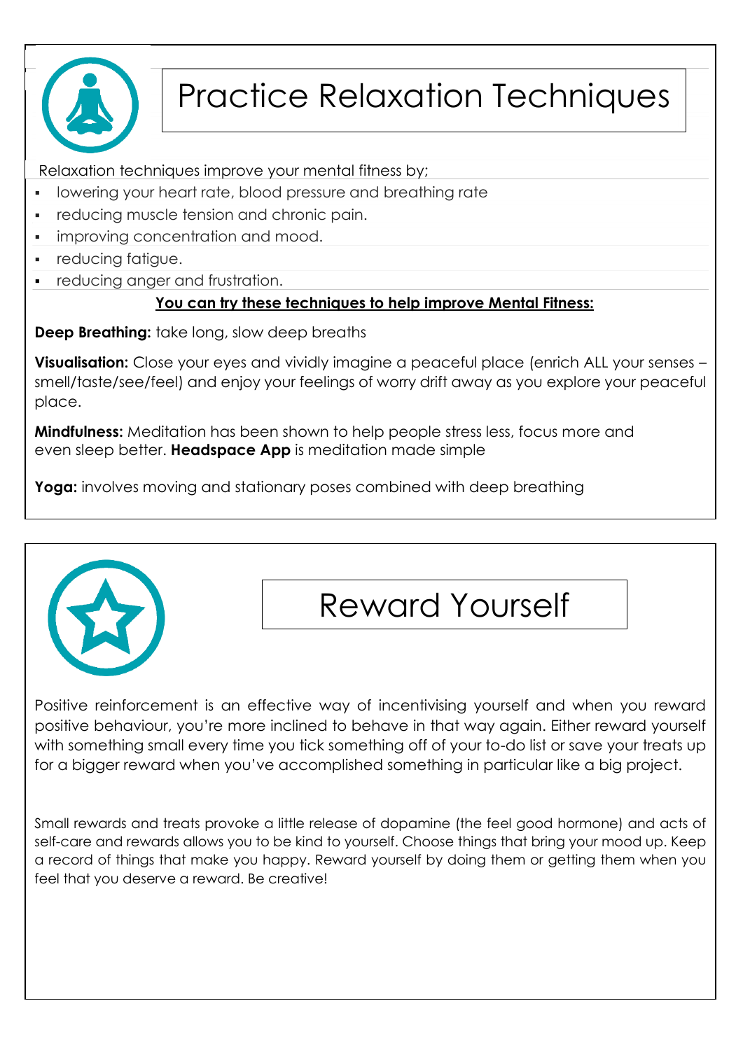# Practice Relaxation Techniques

Relaxation techniques improve your mental fitness by;

- lowering your heart rate, blood pressure and breathing rate
- reducing muscle tension and chronic pain.
- improving concentration and mood.
- reducing fatigue.
- reducing anger and frustration.

**You can try these techniques to help improve Mental Fitness:**

**Deep Breathing:** take long, slow deep breaths

**Visualisation:** Close your eyes and vividly imagine a peaceful place (enrich ALL your senses – smell/taste/see/feel) and enjoy your feelings of worry drift away as you explore your peaceful place.

**Mindfulness:** Meditation has been shown to help people stress less, focus more and even sleep better. **Headspace App** is meditation made simple

**Yoga:** involves moving and stationary poses combined with deep breathing

# Reward Yourself

Positive reinforcement is an effective way of incentivising yourself and when you reward positive behaviour, you're more inclined to behave in that way again. Either reward yourself with something small every time you tick something off of your to-do list or save your treats up for a bigger reward when you've accomplished something in particular like a big project.

Small rewards and treats provoke a little release of dopamine (the feel good hormone) and acts of self-care and rewards allows you to be kind to yourself. Choose things that bring your mood up. Keep a record of things that make you happy. Reward yourself by doing them or getting them when you feel that you deserve a reward. Be creative!